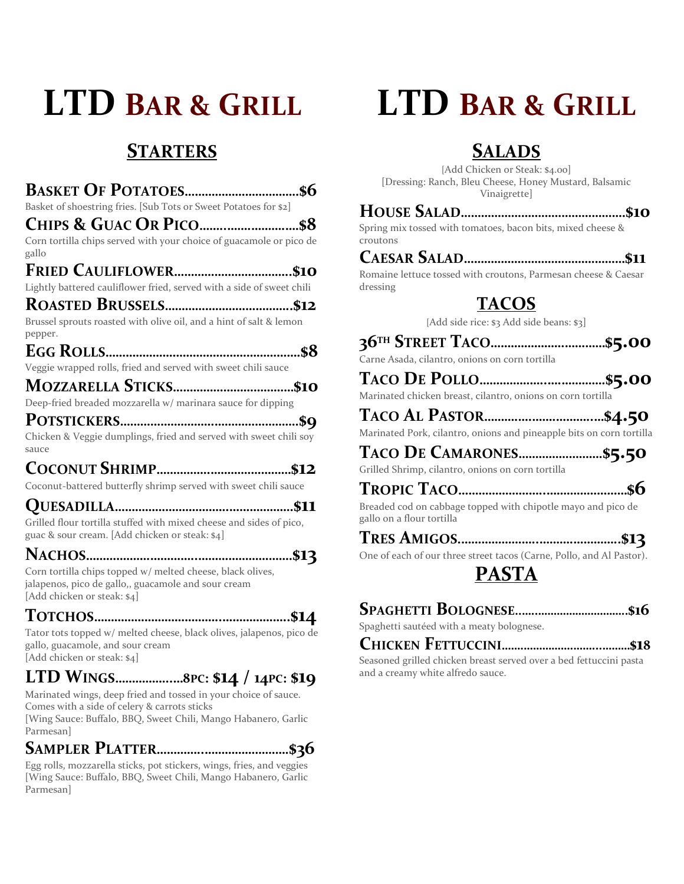# LTD Bar & Grill

## Starters

**Basket Of Potatoes....................................$6**
Basket of shoestring fries. [Sub Tots or Sweet Potatoes for $2]

**Chips & Guac Or Pico....................................$8**
Corn tortilla chips served with your choice of guacamole or pico de gallo

**Fried Cauliflower....................................$10**
Lightly battered cauliflower fried, served with a side of sweet chili

**Roasted Brussels....................................$12**
Brussel sprouts roasted with olive oil, and a hint of salt & lemon pepper.

**Egg Rolls....................................$8**
Veggie wrapped rolls, fried and served with sweet chili sauce

**Mozzarella Sticks....................................$10**
Deep-fried breaded mozzarella w/ marinara sauce for dipping

**Potstickers....................................$9**
Chicken & Veggie dumplings, fried and served with sweet chili soy sauce

**Coconut Shrimp....................................$12**
Coconut-battered butterfly shrimp served with sweet chili sauce

**Quesadilla....................................$11**
Grilled flour tortilla stuffed with mixed cheese and sides of pico, guac & sour cream. [Add chicken or steak: $4]

**Nachos....................................$13**
Corn tortilla chips topped w/ melted cheese, black olives, jalapenos, pico de gallo,, guacamole and sour cream
[Add chicken or steak: $4]

**Totchos....................................$14**
Tator tots topped w/ melted cheese, black olives, jalapenos, pico de gallo, guacamole, and sour cream
[Add chicken or steak: $4]

**LTD Wings....................8pc: $14 / 14pc: $19**
Marinated wings, deep fried and tossed in your choice of sauce. Comes with a side of celery & carrots sticks
[Wing Sauce: Buffalo, BBQ, Sweet Chili, Mango Habanero, Garlic Parmesan]

**Sampler Platter....................................$36**
Egg rolls, mozzarella sticks, pot stickers, wings, fries, and veggies
[Wing Sauce: Buffalo, BBQ, Sweet Chili, Mango Habanero, Garlic Parmesan]

# LTD Bar & Grill

## Salads

[Add Chicken or Steak: $4.00]
[Dressing: Ranch, Bleu Cheese, Honey Mustard, Balsamic Vinaigrette]

**House Salad....................................$10**
Spring mix tossed with tomatoes, bacon bits, mixed cheese & croutons

**Caesar Salad....................................$11**
Romaine lettuce tossed with croutons, Parmesan cheese & Caesar dressing

## TACOS

[Add side rice: $3 Add side beans: $3]

**36th Street Taco....................................$5.00**
Carne Asada, cilantro, onions on corn tortilla

**Taco De Pollo....................................$5.00**
Marinated chicken breast, cilantro, onions on corn tortilla

**Taco Al Pastor....................................$4.50**
Marinated Pork, cilantro, onions and pineapple bits on corn tortilla

**Taco De Camarones....................................$5.50**
Grilled Shrimp, cilantro, onions on corn tortilla

**Tropic Taco....................................$6**
Breaded cod on cabbage topped with chipotle mayo and pico de gallo on a flour tortilla

**Tres Amigos....................................$13**
One of each of our three street tacos (Carne, Pollo, and Al Pastor).

## PASTA

**Spaghetti Bolognese....................................$16**
Spaghetti sautéed with a meaty bolognese.

**Chicken Fettuccini....................................$18**
Seasoned grilled chicken breast served over a bed fettuccini pasta and a creamy white alfredo sauce.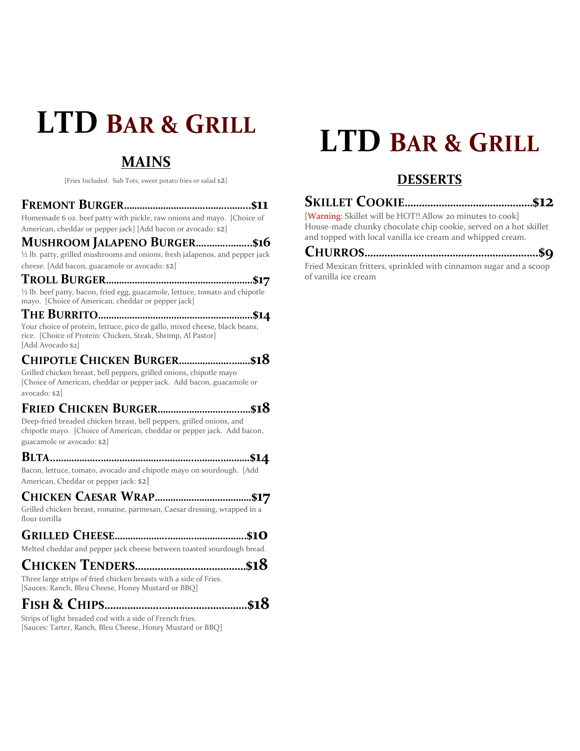# LTD Bar & Grill

## MAINS

[Fries Included. Sub Tots, sweet potato fries or salad $2]

### Fremont Burger....................................................$11

Homemade 6 oz. beef patty with pickle, raw onions and mayo. [Choice of American, cheddar or pepper jack] [Add bacon or avocado: $2]

### Mushroom Jalapeno Burger.....................$16

½ lb. patty, grilled mushrooms and onions, fresh jalapenos, and pepper jack cheese. [Add bacon, guacamole or avocado: $2]

### Troll Burger.......................................................$17

½ lb. beef patty, bacon, fried egg, guacamole, lettuce, tomato and chipotle mayo. [Choice of American, cheddar or pepper jack]

### The Burrito..........................................................$14

Your choice of protein, lettuce, pico de gallo, mixed cheese, black beans, rice. [Choice of Protein: Chicken, Steak, Shrimp, Al Pastor] [Add Avocado $2]

### Chipotle Chicken Burger.........................$18

Grilled chicken breast, bell peppers, grilled onions, chipotle mayo [Choice of American, cheddar or pepper jack. Add bacon, guacamole or avocado: $2]

### Fried Chicken Burger..................................$18

Deep-fried breaded chicken breast, bell peppers, grilled onions, and chipotle mayo. [Choice of American, cheddar or pepper jack. Add bacon, guacamole or avocado: $2]

### BLTA.........................................................................$14

Bacon, lettuce, tomato, avocado and chipotle mayo on sourdough. [Add American, Cheddar or pepper jack: $2]

### Chicken Caesar Wrap....................................$17

Grilled chicken breast, romaine, parmesan, Caesar dressing, wrapped in a flour tortilla

### Grilled Cheese...................................................$10

Melted cheddar and pepper jack cheese between toasted sourdough bread.

### Chicken Tenders.......................................$18

Three large strips of fried chicken breasts with a side of Fries. [Sauces: Ranch, Bleu Cheese, Honey Mustard or BBQ]

### Fish & Chips.................................................$18

Strips of light breaded cod with a side of French fries. [Sauces: Tarter, Ranch, Bleu Cheese, Honey Mustard or BBQ]

# LTD Bar & Grill

## DESSERTS

### Skillet Cookie............................................$12

[Warning: Skillet will be HOT!! Allow 20 minutes to cook] House-made chunky chocolate chip cookie, served on a hot skillet and topped with local vanilla ice cream and whipped cream.

### Churros...........................................................$9

Fried Mexican fritters, sprinkled with cinnamon sugar and a scoop of vanilla ice cream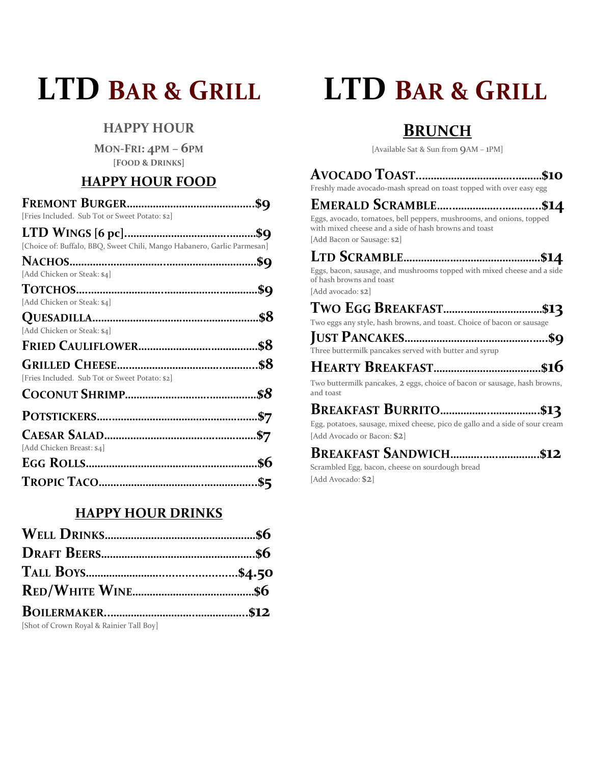# LTD Bar & Grill

## HAPPY HOUR

**Mon-Fri: 4pm – 6pm**
**[Food & Drinks]**

### HAPPY HOUR FOOD

**Fremont Burger..........$9**
[Fries Included. Sub Tot or Sweet Potato: $2]

**LTD Wings [6 pc]..........$9**
[Choice of: Buffalo, BBQ, Sweet Chili, Mango Habanero, Garlic Parmesan]

**Nachos..........$9**
[Add Chicken or Steak: $4]

**Totchos..........$9**
[Add Chicken or Steak: $4]

**Quesadilla..........$8**
[Add Chicken or Steak: $4]

**Fried Cauliflower..........$8**

**Grilled Cheese..........$8**
[Fries Included. Sub Tot or Sweet Potato: $2]

**Coconut Shrimp..........$8**

**Potstickers..........$7**

**Caesar Salad..........$7**
[Add Chicken Breast: $4]

**Egg Rolls..........$6**

**Tropic Taco..........$5**

### HAPPY HOUR DRINKS

**Well Drinks..........$6**

**Draft Beers..........$6**

**Tall Boys..........$4.50**

**Red/White Wine..........$6**

**Boilermaker..........$12**
[Shot of Crown Royal & Rainier Tall Boy]

# LTD Bar & Grill

## Brunch

[Available Sat & Sun from 9AM – 1PM]

**Avocado Toast..........$10**
Freshly made avocado-mash spread on toast topped with over easy egg

**Emerald Scramble..........$14**
Eggs, avocado, tomatoes, bell peppers, mushrooms, and onions, topped with mixed cheese and a side of hash browns and toast
[Add Bacon or Sausage: $2]

**LTD Scramble..........$14**
Eggs, bacon, sausage, and mushrooms topped with mixed cheese and a side of hash browns and toast
[Add avocado: $2]

**Two Egg Breakfast..........$13**
Two eggs any style, hash browns, and toast. Choice of bacon or sausage

**Just Pancakes..........$9**
Three buttermilk pancakes served with butter and syrup

**Hearty Breakfast..........$16**
Two buttermilk pancakes, 2 eggs, choice of bacon or sausage, hash browns, and toast

**Breakfast Burrito..........$13**
Egg, potatoes, sausage, mixed cheese, pico de gallo and a side of sour cream
[Add Avocado or Bacon: $2]

**Breakfast Sandwich..........$12**
Scrambled Egg, bacon, cheese on sourdough bread
[Add Avocado: $2]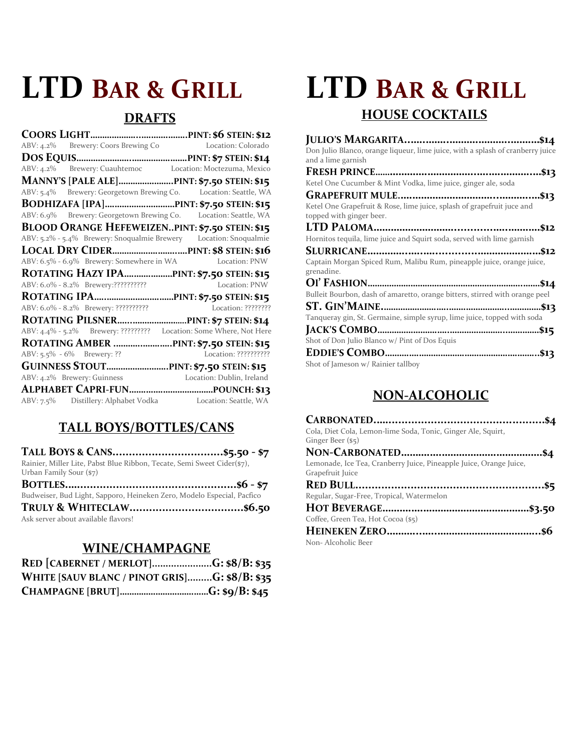# LTD Bar & Grill

## DRAFTS

**COORS LIGHT**.......................................PINT: $6 STEIN: $12
ABV: 4.2% Brewery: Coors Brewing Co Location: Colorado

**DOS EQUIS**...............................................PINT: $7 STEIN: $14
ABV: 4.2% Brewery: Cuauhtemoc Location: Moctezuma, Mexico

**MANNY'S [PALE ALE]**.......................PINT: $7.50 STEIN: $15
ABV: 5.4% Brewery: Georgetown Brewing Co. Location: Seattle, WA

**BODHIZAFA [IPA]**.............................PINT: $7.50 STEIN: $15
ABV: 6.9% Brewery: Georgetown Brewing Co. Location: Seattle, WA

**BLOOD ORANGE HEFEWEIZEN**..PINT: $7.50 STEIN: $15
ABV: 5.2% - 5.4% Brewery: Snoqualmie Brewery Location: Snoqualmie

**LOCAL DRY CIDER**..............................PINT: $8 STEIN: $16
ABV: 6.5% - 6.9% Brewery: Somewhere in WA Location: PNW

**ROTATING HAZY IPA**...................PINT: $7.50 STEIN: $15
ABV: 6.0% - 8.2% Brewery:?????????? Location: PNW

**ROTATING IPA**.................................PINT: $7.50 STEIN: $15
ABV: 6.0% - 8.2% Brewery: ?????????? Location: ????????

**ROTATING PILSNER**...........................PINT: $7 STEIN: $14
ABV: 4.4% - 5.2% Brewery: ????????? Location: Some Where, Not Here

**ROTATING AMBER** ..........................PINT: $7.50 STEIN: $15
ABV: 5.5% - 6% Brewery: ?? Location: ??????????

**GUINNESS STOUT**..........................PINT: $7.50 STEIN: $15
ABV: 4.2% Brewery: Guinness Location: Dublin, Ireland

**ALPHABET CAPRI-FUN**..................................POUNCH: $13
ABV: 7.5% Distillery: Alphabet Vodka Location: Seattle, WA

## TALL BOYS/BOTTLES/CANS

**TALL BOYS & CANS**.................................$5.50 - $7
Rainier, Miller Lite, Pabst Blue Ribbon, Tecate, Semi Sweet Cider($7), Urban Family Sour ($7)

**BOTTLES**....................................................$6 - $7
Budweiser, Bud Light, Sapporo, Heineken Zero, Modelo Especial, Pacfico

**TRULY & WHITECLAW**..................................$6.50
Ask server about available flavors!

## WINE/CHAMPAGNE

**RED [CABERNET / MERLOT]**.....................G: $8/B: $35

**WHITE [SAUV BLANC / PINOT GRIS]**.........G: $8/B: $35

**CHAMPAGNE [BRUT]**....................................G: $9/B: $45

# LTD Bar & Grill

## HOUSE COCKTAILS

**JULIO'S MARGARITA**..............................................$14
Don Julio Blanco, orange liqueur, lime juice, with a splash of cranberry juice and a lime garnish

**FRESH PRINCE**......................................................$13
Ketel One Cucumber & Mint Vodka, lime juice, ginger ale, soda

**GRAPEFRUIT MULE**................................................$13
Ketel One Grapefruit & Rose, lime juice, splash of grapefruit juce and topped with ginger beer.

**LTD PALOMA**..........................................................$12
Hornitos tequila, lime juice and Squirt soda, served with lime garnish

**SLURRICANE**..........................................................$12
Captain Morgan Spiced Rum, Malibu Rum, pineapple juice, orange juice, grenadine.

**OI' FASHION**..........................................................$14
Bulleit Bourbon, dash of amaretto, orange bitters, stirred with orange peel

**ST. GIN'MAINE**.......................................................$13
Tanqueray gin, St. Germaine, simple syrup, lime juice, topped with soda

**JACK'S COMBO**.......................................................$15
Shot of Don Julio Blanco w/ Pint of Dos Equis

**EDDIE'S COMBO**.....................................................$13
Shot of Jameson w/ Rainier tallboy

## NON-ALCOHOLIC

**CARBONATED**.........................................................$4
Cola, Diet Cola, Lemon-lime Soda, Tonic, Ginger Ale, Squirt, Ginger Beer ($5)

**NON-CARBONATED**................................................$4
Lemonade, Ice Tea, Cranberry Juice, Pineapple Juice, Orange Juice, Grapefruit Juice

**RED BULL**...............................................................$5
Regular, Sugar-Free, Tropical, Watermelon

**HOT BEVERAGE**....................................................$3.50
Coffee, Green Tea, Hot Cocoa ($5)

**HEINEKEN ZERO**....................................................$6
Non- Alcoholic Beer